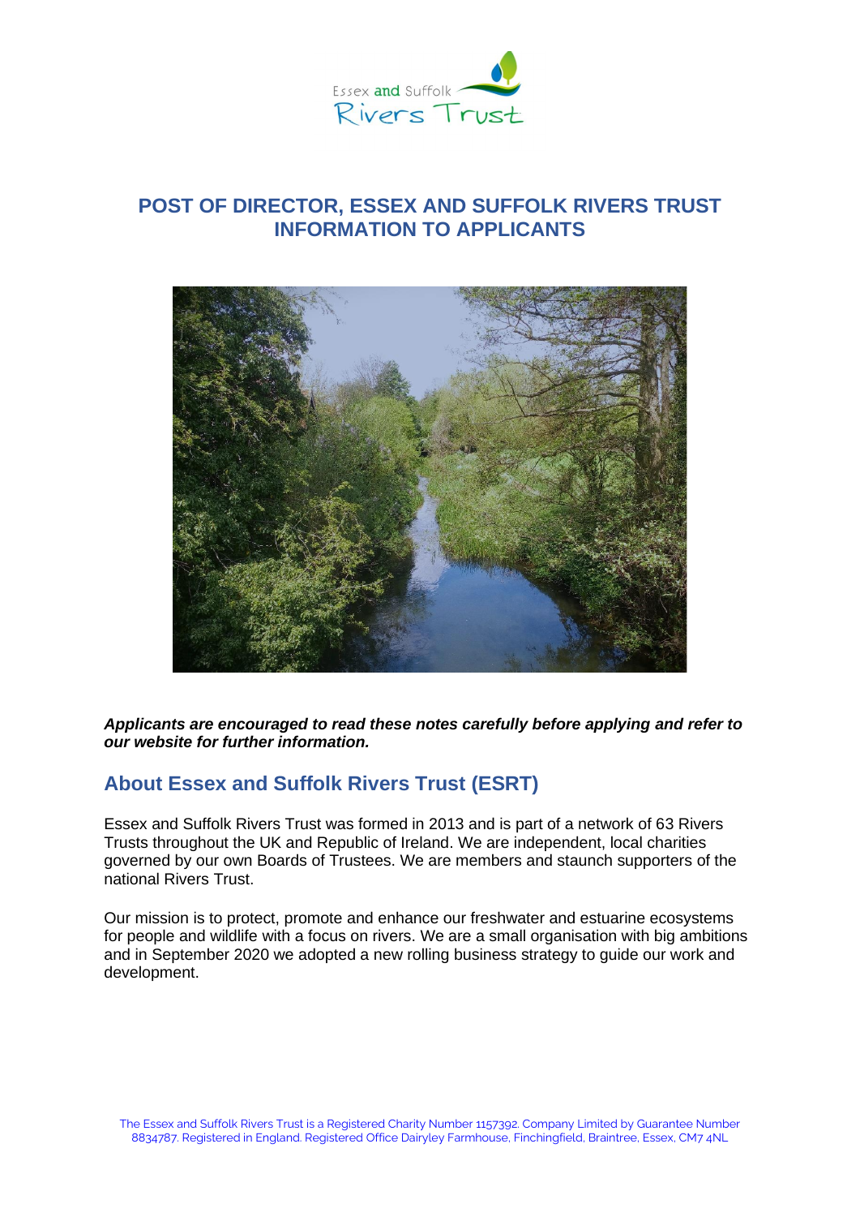# POST OF DIRECTOR, ESSEX AND SUFFOLK RIVERS TRUST INFORMATION TO APPLICANTS

***Applicants are encouraged to read these notes carefully before applying and refer to our website for further information.***

## About Essex and Suffolk Rivers Trust (ESRT)

Essex and Suffolk Rivers Trust was formed in 2013 and is part of a network of 63 Rivers Trusts throughout the UK and Republic of Ireland. We are independent, local charities governed by our own Boards of Trustees. We are members and staunch supporters of the national Rivers Trust.

Our mission is to protect, promote and enhance our freshwater and estuarine ecosystems for people and wildlife with a focus on rivers. We are a small organisation with big ambitions and in September 2020 we adopted a new rolling business strategy to guide our work and development.

The Essex and Suffolk Rivers Trust is a Registered Charity Number 1157392. Company Limited by Guarantee Number 8834787. Registered in England. Registered Office Dairyley Farmhouse, Finchingfield, Braintree, Essex, CM7 4NL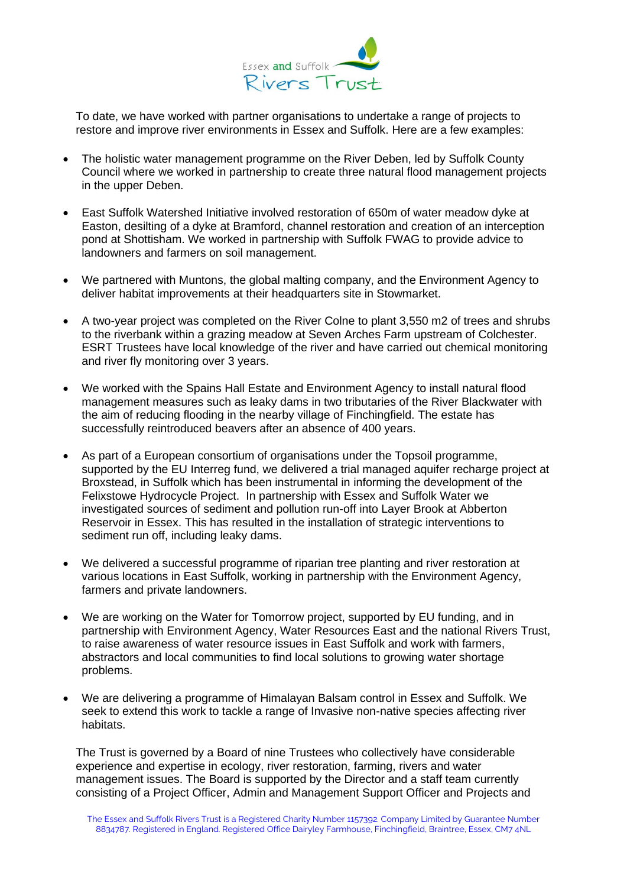To date, we have worked with partner organisations to undertake a range of projects to restore and improve river environments in Essex and Suffolk. Here are a few examples:

- The holistic water management programme on the River Deben, led by Suffolk County Council where we worked in partnership to create three natural flood management projects in the upper Deben.
- East Suffolk Watershed Initiative involved restoration of 650m of water meadow dyke at Easton, desilting of a dyke at Bramford, channel restoration and creation of an interception pond at Shottisham. We worked in partnership with Suffolk FWAG to provide advice to landowners and farmers on soil management.
- We partnered with Muntons, the global malting company, and the Environment Agency to deliver habitat improvements at their headquarters site in Stowmarket.
- A two-year project was completed on the River Colne to plant 3,550 m2 of trees and shrubs to the riverbank within a grazing meadow at Seven Arches Farm upstream of Colchester. ESRT Trustees have local knowledge of the river and have carried out chemical monitoring and river fly monitoring over 3 years.
- We worked with the Spains Hall Estate and Environment Agency to install natural flood management measures such as leaky dams in two tributaries of the River Blackwater with the aim of reducing flooding in the nearby village of Finchingfield. The estate has successfully reintroduced beavers after an absence of 400 years.
- As part of a European consortium of organisations under the Topsoil programme, supported by the EU Interreg fund, we delivered a trial managed aquifer recharge project at Broxstead, in Suffolk which has been instrumental in informing the development of the Felixstowe Hydrocycle Project. In partnership with Essex and Suffolk Water we investigated sources of sediment and pollution run-off into Layer Brook at Abberton Reservoir in Essex. This has resulted in the installation of strategic interventions to sediment run off, including leaky dams.
- We delivered a successful programme of riparian tree planting and river restoration at various locations in East Suffolk, working in partnership with the Environment Agency, farmers and private landowners.
- We are working on the Water for Tomorrow project, supported by EU funding, and in partnership with Environment Agency, Water Resources East and the national Rivers Trust, to raise awareness of water resource issues in East Suffolk and work with farmers, abstractors and local communities to find local solutions to growing water shortage problems.
- We are delivering a programme of Himalayan Balsam control in Essex and Suffolk. We seek to extend this work to tackle a range of Invasive non-native species affecting river habitats.

The Trust is governed by a Board of nine Trustees who collectively have considerable experience and expertise in ecology, river restoration, farming, rivers and water management issues. The Board is supported by the Director and a staff team currently consisting of a Project Officer, Admin and Management Support Officer and Projects and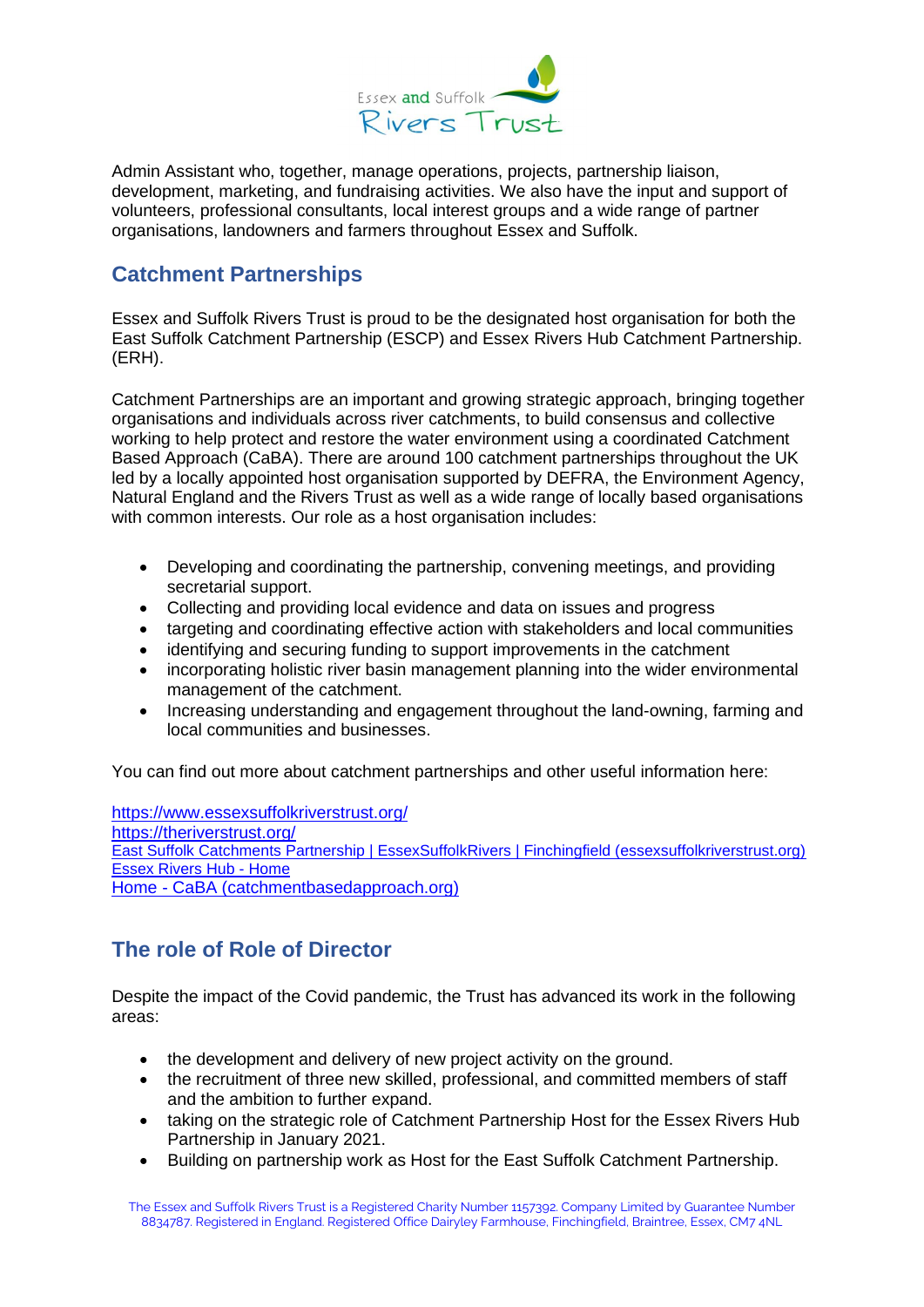Admin Assistant who, together, manage operations, projects, partnership liaison, development, marketing, and fundraising activities. We also have the input and support of volunteers, professional consultants, local interest groups and a wide range of partner organisations, landowners and farmers throughout Essex and Suffolk.

## Catchment Partnerships

Essex and Suffolk Rivers Trust is proud to be the designated host organisation for both the East Suffolk Catchment Partnership (ESCP) and Essex Rivers Hub Catchment Partnership. (ERH).

Catchment Partnerships are an important and growing strategic approach, bringing together organisations and individuals across river catchments, to build consensus and collective working to help protect and restore the water environment using a coordinated Catchment Based Approach (CaBA). There are around 100 catchment partnerships throughout the UK led by a locally appointed host organisation supported by DEFRA, the Environment Agency, Natural England and the Rivers Trust as well as a wide range of locally based organisations with common interests. Our role as a host organisation includes:

- Developing and coordinating the partnership, convening meetings, and providing secretarial support.
- Collecting and providing local evidence and data on issues and progress
- targeting and coordinating effective action with stakeholders and local communities
- identifying and securing funding to support improvements in the catchment
- incorporating holistic river basin management planning into the wider environmental management of the catchment.
- Increasing understanding and engagement throughout the land-owning, farming and local communities and businesses.

You can find out more about catchment partnerships and other useful information here:

https://www.essexsuffolkriverstrust.org/
https://theriverstrust.org/
East Suffolk Catchments Partnership | EssexSuffolkRivers | Finchingfield (essexsuffolkriverstrust.org)
Essex Rivers Hub - Home
Home - CaBA (catchmentbasedapproach.org)

## The role of Role of Director

Despite the impact of the Covid pandemic, the Trust has advanced its work in the following areas:

- the development and delivery of new project activity on the ground.
- the recruitment of three new skilled, professional, and committed members of staff and the ambition to further expand.
- taking on the strategic role of Catchment Partnership Host for the Essex Rivers Hub Partnership in January 2021.
- Building on partnership work as Host for the East Suffolk Catchment Partnership.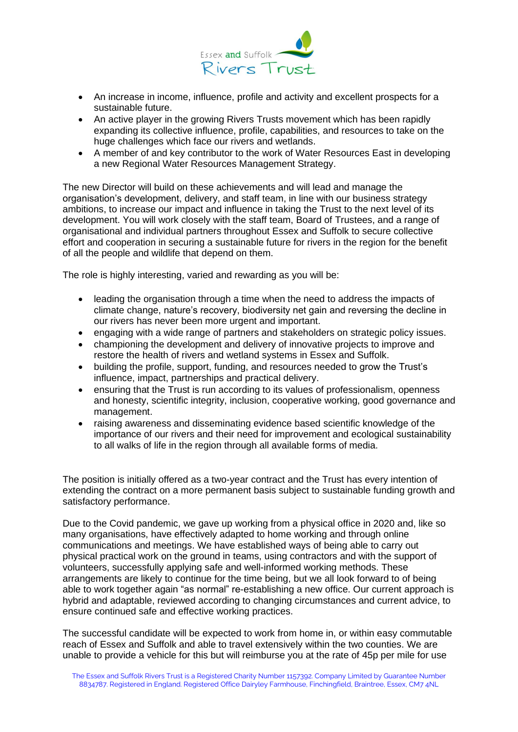- An increase in income, influence, profile and activity and excellent prospects for a sustainable future.
- An active player in the growing Rivers Trusts movement which has been rapidly expanding its collective influence, profile, capabilities, and resources to take on the huge challenges which face our rivers and wetlands.
- A member of and key contributor to the work of Water Resources East in developing a new Regional Water Resources Management Strategy.

The new Director will build on these achievements and will lead and manage the organisation's development, delivery, and staff team, in line with our business strategy ambitions, to increase our impact and influence in taking the Trust to the next level of its development. You will work closely with the staff team, Board of Trustees, and a range of organisational and individual partners throughout Essex and Suffolk to secure collective effort and cooperation in securing a sustainable future for rivers in the region for the benefit of all the people and wildlife that depend on them.

The role is highly interesting, varied and rewarding as you will be:

- leading the organisation through a time when the need to address the impacts of climate change, nature's recovery, biodiversity net gain and reversing the decline in our rivers has never been more urgent and important.
- engaging with a wide range of partners and stakeholders on strategic policy issues.
- championing the development and delivery of innovative projects to improve and restore the health of rivers and wetland systems in Essex and Suffolk.
- building the profile, support, funding, and resources needed to grow the Trust's influence, impact, partnerships and practical delivery.
- ensuring that the Trust is run according to its values of professionalism, openness and honesty, scientific integrity, inclusion, cooperative working, good governance and management.
- raising awareness and disseminating evidence based scientific knowledge of the importance of our rivers and their need for improvement and ecological sustainability to all walks of life in the region through all available forms of media.

The position is initially offered as a two-year contract and the Trust has every intention of extending the contract on a more permanent basis subject to sustainable funding growth and satisfactory performance.

Due to the Covid pandemic, we gave up working from a physical office in 2020 and, like so many organisations, have effectively adapted to home working and through online communications and meetings. We have established ways of being able to carry out physical practical work on the ground in teams, using contractors and with the support of volunteers, successfully applying safe and well-informed working methods. These arrangements are likely to continue for the time being, but we all look forward to of being able to work together again "as normal" re-establishing a new office. Our current approach is hybrid and adaptable, reviewed according to changing circumstances and current advice, to ensure continued safe and effective working practices.

The successful candidate will be expected to work from home in, or within easy commutable reach of Essex and Suffolk and able to travel extensively within the two counties. We are unable to provide a vehicle for this but will reimburse you at the rate of 45p per mile for use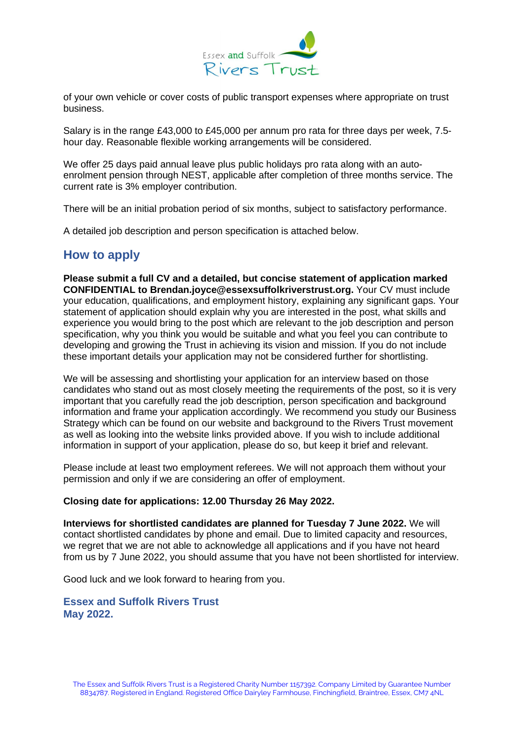of your own vehicle or cover costs of public transport expenses where appropriate on trust business.

Salary is in the range £43,000 to £45,000 per annum pro rata for three days per week, 7.5-hour day. Reasonable flexible working arrangements will be considered.

We offer 25 days paid annual leave plus public holidays pro rata along with an auto-enrolment pension through NEST, applicable after completion of three months service. The current rate is 3% employer contribution.

There will be an initial probation period of six months, subject to satisfactory performance.

A detailed job description and person specification is attached below.

## How to apply

**Please submit a full CV and a detailed, but concise statement of application marked CONFIDENTIAL to Brendan.joyce@essexsuffolkriverstrust.org.** Your CV must include your education, qualifications, and employment history, explaining any significant gaps. Your statement of application should explain why you are interested in the post, what skills and experience you would bring to the post which are relevant to the job description and person specification, why you think you would be suitable and what you feel you can contribute to developing and growing the Trust in achieving its vision and mission. If you do not include these important details your application may not be considered further for shortlisting.

We will be assessing and shortlisting your application for an interview based on those candidates who stand out as most closely meeting the requirements of the post, so it is very important that you carefully read the job description, person specification and background information and frame your application accordingly. We recommend you study our Business Strategy which can be found on our website and background to the Rivers Trust movement as well as looking into the website links provided above. If you wish to include additional information in support of your application, please do so, but keep it brief and relevant.

Please include at least two employment referees. We will not approach them without your permission and only if we are considering an offer of employment.

**Closing date for applications: 12.00 Thursday 26 May 2022.**

**Interviews for shortlisted candidates are planned for Tuesday 7 June 2022.** We will contact shortlisted candidates by phone and email. Due to limited capacity and resources, we regret that we are not able to acknowledge all applications and if you have not heard from us by 7 June 2022, you should assume that you have not been shortlisted for interview.

Good luck and we look forward to hearing from you.

**Essex and Suffolk Rivers Trust**
**May 2022.**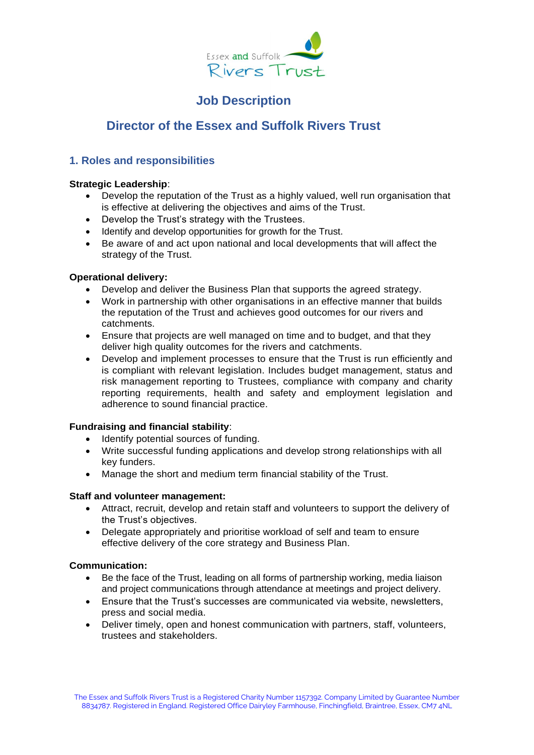# Job Description

## Director of the Essex and Suffolk Rivers Trust

### 1. Roles and responsibilities

**Strategic Leadership**:

- Develop the reputation of the Trust as a highly valued, well run organisation that is effective at delivering the objectives and aims of the Trust.
- Develop the Trust's strategy with the Trustees.
- Identify and develop opportunities for growth for the Trust.
- Be aware of and act upon national and local developments that will affect the strategy of the Trust.

**Operational delivery:**

- Develop and deliver the Business Plan that supports the agreed strategy.
- Work in partnership with other organisations in an effective manner that builds the reputation of the Trust and achieves good outcomes for our rivers and catchments.
- Ensure that projects are well managed on time and to budget, and that they deliver high quality outcomes for the rivers and catchments.
- Develop and implement processes to ensure that the Trust is run efficiently and is compliant with relevant legislation. Includes budget management, status and risk management reporting to Trustees, compliance with company and charity reporting requirements, health and safety and employment legislation and adherence to sound financial practice.

**Fundraising and financial stability**:

- Identify potential sources of funding.
- Write successful funding applications and develop strong relationships with all key funders.
- Manage the short and medium term financial stability of the Trust.

**Staff and volunteer management:**

- Attract, recruit, develop and retain staff and volunteers to support the delivery of the Trust's objectives.
- Delegate appropriately and prioritise workload of self and team to ensure effective delivery of the core strategy and Business Plan.

**Communication:**

- Be the face of the Trust, leading on all forms of partnership working, media liaison and project communications through attendance at meetings and project delivery.
- Ensure that the Trust's successes are communicated via website, newsletters, press and social media.
- Deliver timely, open and honest communication with partners, staff, volunteers, trustees and stakeholders.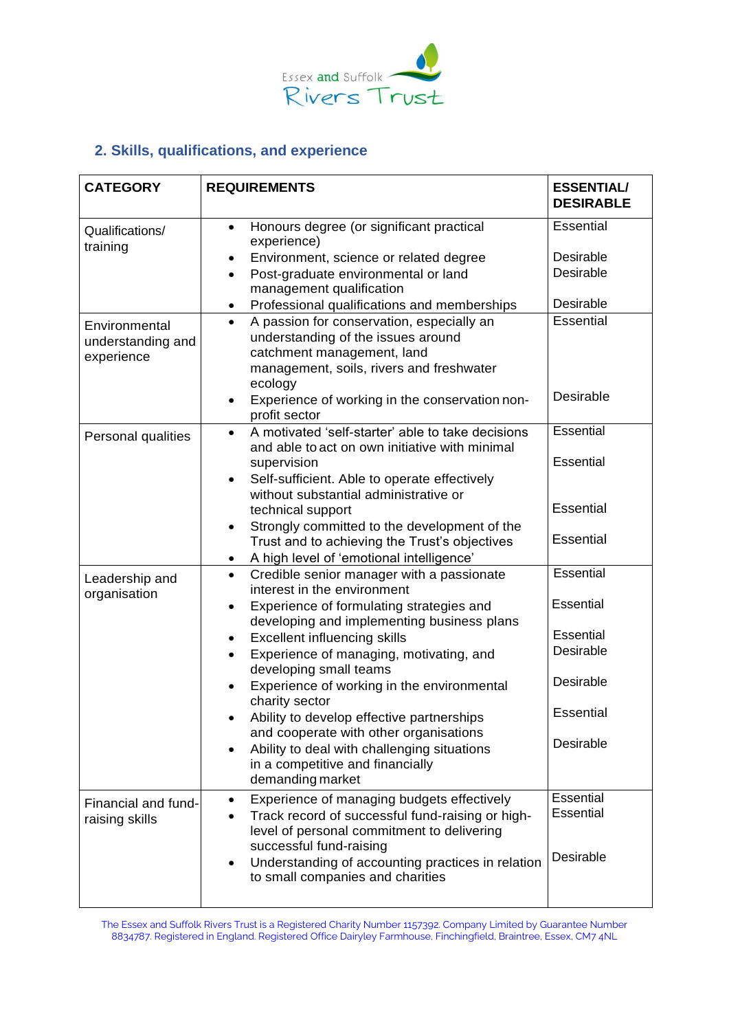## 2. Skills, qualifications, and experience

| CATEGORY | REQUIREMENTS | ESSENTIAL/ DESIRABLE |
|---|---|---|
| Qualifications/ training | • Honours degree (or significant practical experience)<br>• Environment, science or related degree<br>• Post-graduate environmental or land management qualification<br>• Professional qualifications and memberships | Essential<br>Desirable<br>Desirable<br>Desirable |
| Environmental understanding and experience | • A passion for conservation, especially an understanding of the issues around catchment management, land management, soils, rivers and freshwater ecology<br>• Experience of working in the conservation non-profit sector | Essential<br>Desirable |
| Personal qualities | • A motivated 'self-starter' able to take decisions and able to act on own initiative with minimal supervision<br>• Self-sufficient. Able to operate effectively without substantial administrative or technical support<br>• Strongly committed to the development of the Trust and to achieving the Trust's objectives<br>• A high level of 'emotional intelligence' | Essential<br>Essential<br>Essential<br>Essential |
| Leadership and organisation | • Credible senior manager with a passionate interest in the environment<br>• Experience of formulating strategies and developing and implementing business plans<br>• Excellent influencing skills<br>• Experience of managing, motivating, and developing small teams<br>• Experience of working in the environmental charity sector<br>• Ability to develop effective partnerships and cooperate with other organisations<br>• Ability to deal with challenging situations in a competitive and financially demanding market | Essential<br>Essential<br>Essential<br>Desirable<br>Desirable<br>Essential<br>Desirable |
| Financial and fund-raising skills | • Experience of managing budgets effectively<br>• Track record of successful fund-raising or high-level of personal commitment to delivering successful fund-raising<br>• Understanding of accounting practices in relation to small companies and charities | Essential<br>Essential<br>Desirable |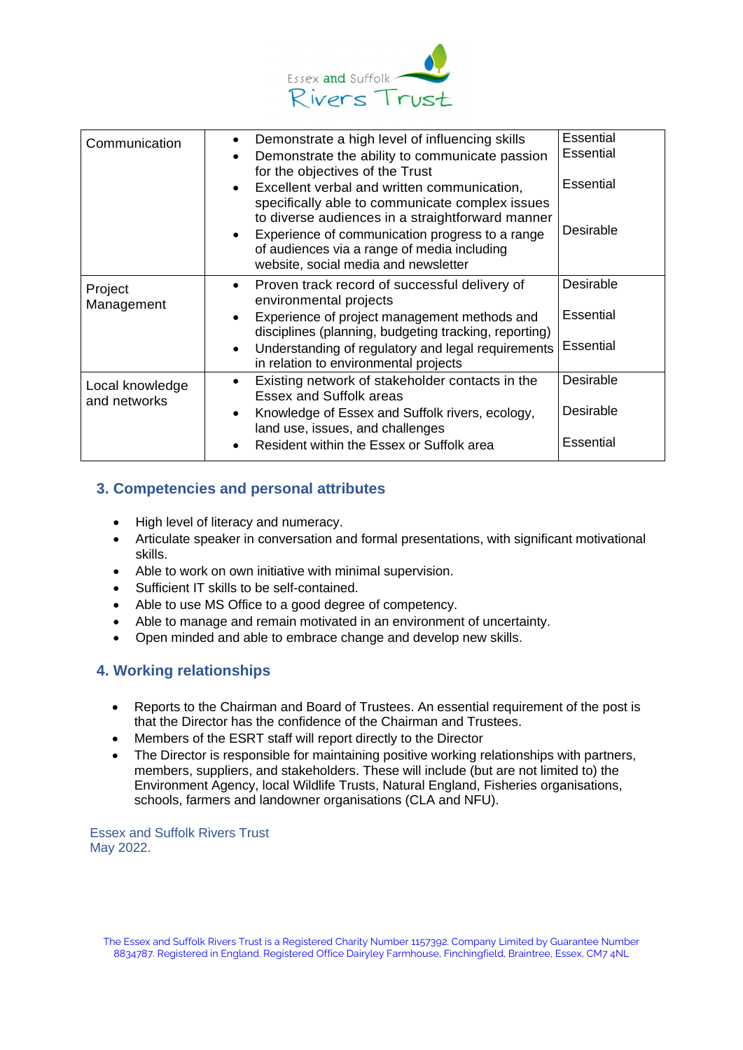| | | |
|---|---|---|
| Communication | • Demonstrate a high level of influencing skills<br>• Demonstrate the ability to communicate passion for the objectives of the Trust<br>• Excellent verbal and written communication, specifically able to communicate complex issues to diverse audiences in a straightforward manner<br>• Experience of communication progress to a range of audiences via a range of media including website, social media and newsletter | Essential<br>Essential<br>Essential<br>Desirable |
| Project Management | • Proven track record of successful delivery of environmental projects<br>• Experience of project management methods and disciplines (planning, budgeting tracking, reporting)<br>• Understanding of regulatory and legal requirements in relation to environmental projects | Desirable<br>Essential<br>Essential |
| Local knowledge and networks | • Existing network of stakeholder contacts in the Essex and Suffolk areas<br>• Knowledge of Essex and Suffolk rivers, ecology, land use, issues, and challenges<br>• Resident within the Essex or Suffolk area | Desirable<br>Desirable<br>Essential |

## 3. Competencies and personal attributes

- High level of literacy and numeracy.
- Articulate speaker in conversation and formal presentations, with significant motivational skills.
- Able to work on own initiative with minimal supervision.
- Sufficient IT skills to be self-contained.
- Able to use MS Office to a good degree of competency.
- Able to manage and remain motivated in an environment of uncertainty.
- Open minded and able to embrace change and develop new skills.

## 4. Working relationships

- Reports to the Chairman and Board of Trustees. An essential requirement of the post is that the Director has the confidence of the Chairman and Trustees.
- Members of the ESRT staff will report directly to the Director
- The Director is responsible for maintaining positive working relationships with partners, members, suppliers, and stakeholders. These will include (but are not limited to) the Environment Agency, local Wildlife Trusts, Natural England, Fisheries organisations, schools, farmers and landowner organisations (CLA and NFU).

Essex and Suffolk Rivers Trust
May 2022.